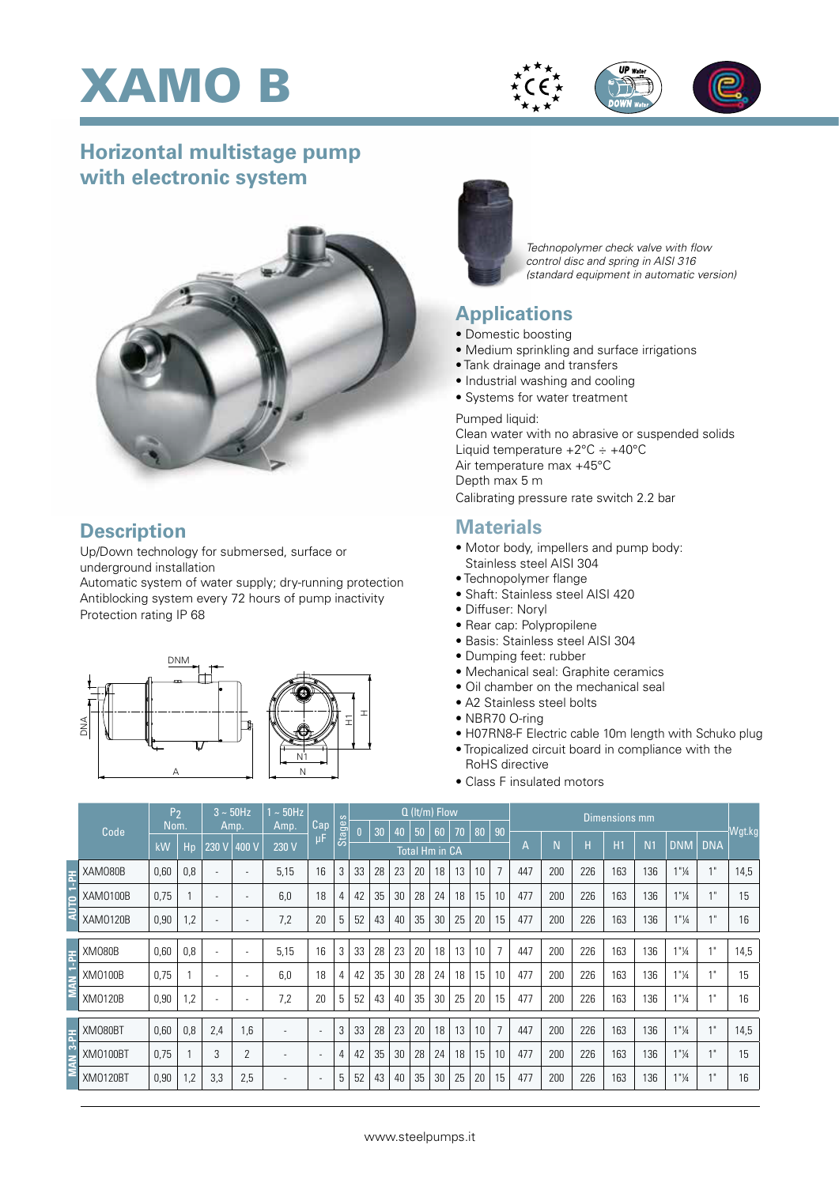# XAMO B

## Horizontal multistage pump with electronic system

*Technopolymer check valve with flow control disc and spring in AISI 316 (standard equipment in automatic version)*

## Applications

- Domestic boosting
- Medium sprinkling and surface irrigations
- Tank drainage and transfers
- Industrial washing and cooling
- Systems for water treatment

Pumped liquid:
Clean water with no abrasive or suspended solids
Liquid temperature +2°C ÷ +40°C
Air temperature max +45°C
Depth max 5 m
Calibrating pressure rate switch 2.2 bar

## Description

Up/Down technology for submersed, surface or underground installation
Automatic system of water supply; dry-running protection
Antiblocking system every 72 hours of pump inactivity
Protection rating IP 68

## Materials

- Motor body, impellers and pump body: Stainless steel AISI 304
- Technopolymer flange
- Shaft: Stainless steel AISI 420
- Diffuser: Noryl
- Rear cap: Polypropilene
- Basis: Stainless steel AISI 304
- Dumping feet: rubber
- Mechanical seal: Graphite ceramics
- Oil chamber on the mechanical seal
- A2 Stainless steel bolts
- NBR70 O-ring
- H07RN8-F Electric cable 10m length with Schuko plug
- Tropicalized circuit board in compliance with the RoHS directive
- Class F insulated motors

| | Code | $P_2$ Nom. | | 3 ~ 50Hz Amp. | | 1 ~ 50Hz Amp. | Cap µF | Stages | Q (lt/m) Flow | | | | | | | | | Dimensions mm | | | | | | | Wgt.kg |
|---|---|---|---|---|---|---|---|---|---|---|---|---|---|---|---|---|---|---|---|---|---|---|---|---|---|
| | | kW | Hp | 230 V | 400 V | 230 V | | | 0 | 30 | 40 | 50 | 60 | 70 | 80 | 90 | | A | N | H | H1 | N1 | DNM | DNA | |
| | | | | | | | | | Total Hm in CA | | | | | | | | | | | | | | | | |
| AUTO 1-PH | XAMO80B | 0,60 | 0,8 | - | - | 5,15 | 16 | 3 | 33 | 28 | 23 | 20 | 18 | 13 | 10 | 7 | | 447 | 200 | 226 | 163 | 136 | 1"¼ | 1" | 14,5 |
| AUTO 1-PH | XAMO100B | 0,75 | 1 | - | - | 6,0 | 18 | 4 | 42 | 35 | 30 | 28 | 24 | 18 | 15 | 10 | | 477 | 200 | 226 | 163 | 136 | 1"¼ | 1" | 15 |
| AUTO 1-PH | XAMO120B | 0,90 | 1,2 | - | - | 7,2 | 20 | 5 | 52 | 43 | 40 | 35 | 30 | 25 | 20 | 15 | | 477 | 200 | 226 | 163 | 136 | 1"¼ | 1" | 16 |
| MAN 1-PH | XMO80B | 0,60 | 0,8 | - | - | 5,15 | 16 | 3 | 33 | 28 | 23 | 20 | 18 | 13 | 10 | 7 | | 447 | 200 | 226 | 163 | 136 | 1"¼ | 1" | 14,5 |
| MAN 1-PH | XMO100B | 0,75 | 1 | - | - | 6,0 | 18 | 4 | 42 | 35 | 30 | 28 | 24 | 18 | 15 | 10 | | 477 | 200 | 226 | 163 | 136 | 1"¼ | 1" | 15 |
| MAN 1-PH | XMO120B | 0,90 | 1,2 | - | - | 7,2 | 20 | 5 | 52 | 43 | 40 | 35 | 30 | 25 | 20 | 15 | | 477 | 200 | 226 | 163 | 136 | 1"¼ | 1" | 16 |
| MAN 3-PH | XMO80BT | 0,60 | 0,8 | 2,4 | 1,6 | - | - | 3 | 33 | 28 | 23 | 20 | 18 | 13 | 10 | 7 | | 447 | 200 | 226 | 163 | 136 | 1"¼ | 1" | 14,5 |
| MAN 3-PH | XMO100BT | 0,75 | 1 | 3 | 2 | - | - | 4 | 42 | 35 | 30 | 28 | 24 | 18 | 15 | 10 | | 477 | 200 | 226 | 163 | 136 | 1"¼ | 1" | 15 |
| MAN 3-PH | XMO120BT | 0,90 | 1,2 | 3,3 | 2,5 | - | - | 5 | 52 | 43 | 40 | 35 | 30 | 25 | 20 | 15 | | 477 | 200 | 226 | 163 | 136 | 1"¼ | 1" | 16 |

www.steelpumps.it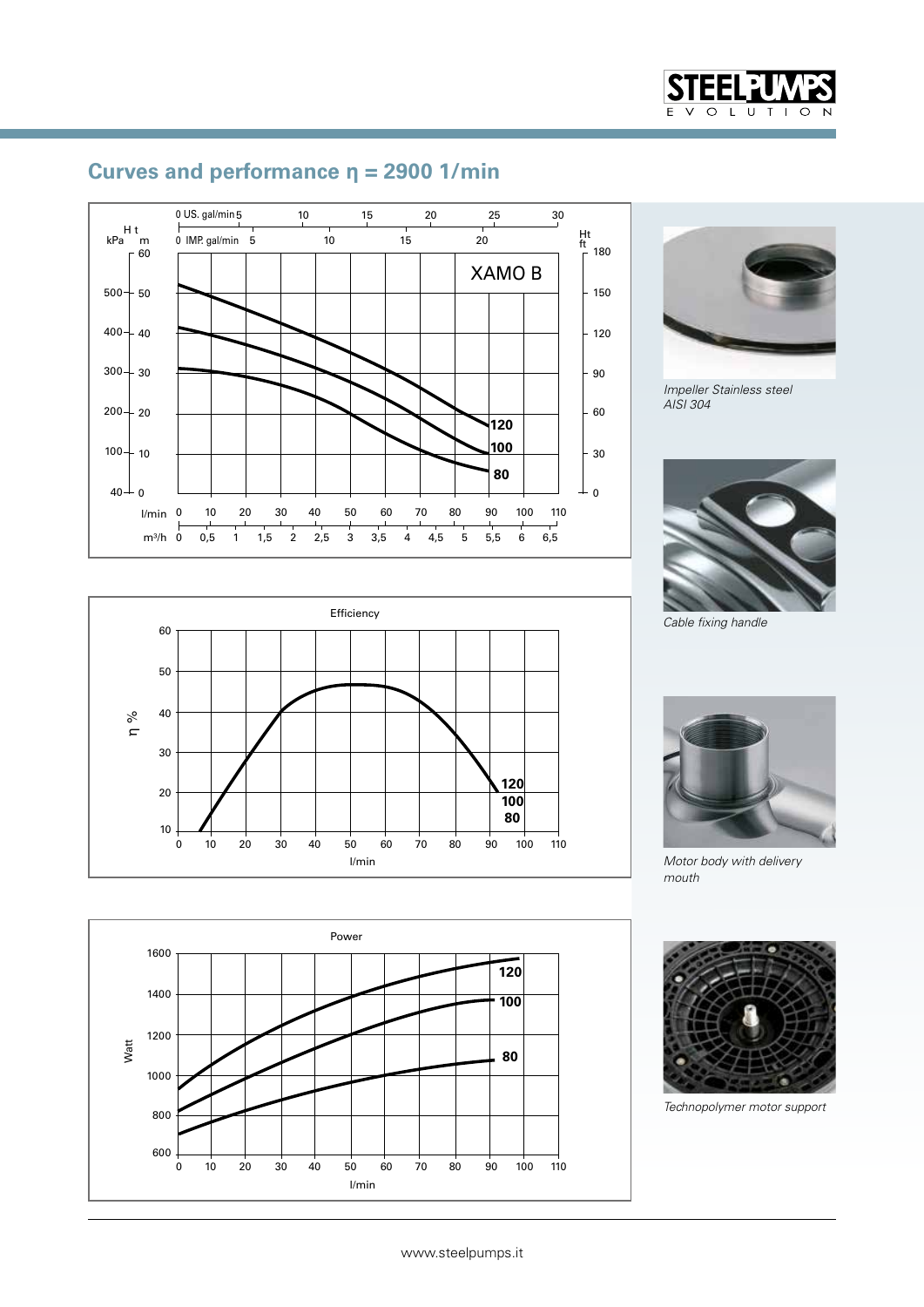## Curves and performance η = 2900 1/min

XAMO B

H t
kPa m

0 US. gal/min 5 10 15 20 25 30

0 IMP. gal/min 5 10 15 20

Ht
ft

500 50 150
400 40 120
300 30 90
200 20 60
100 10 30
40 0 0

60 180

120
100
80

l/min 0 10 20 30 40 50 60 70 80 90 100 110

m³/h 0 0,5 1 1,5 2 2,5 3 3,5 4 4,5 5 5,5 6 6,5

Efficiency

η %

60
50
40
30
20
10

120
100
80

0 10 20 30 40 50 60 70 80 90 100 110

l/min

Power

Watt

1600
1400
1200
1000
800
600

120
100
80

0 10 20 30 40 50 60 70 80 90 100 110

l/min

*Impeller Stainless steel AISI 304*

*Cable fixing handle*

*Motor body with delivery mouth*

*Technopolymer motor support*